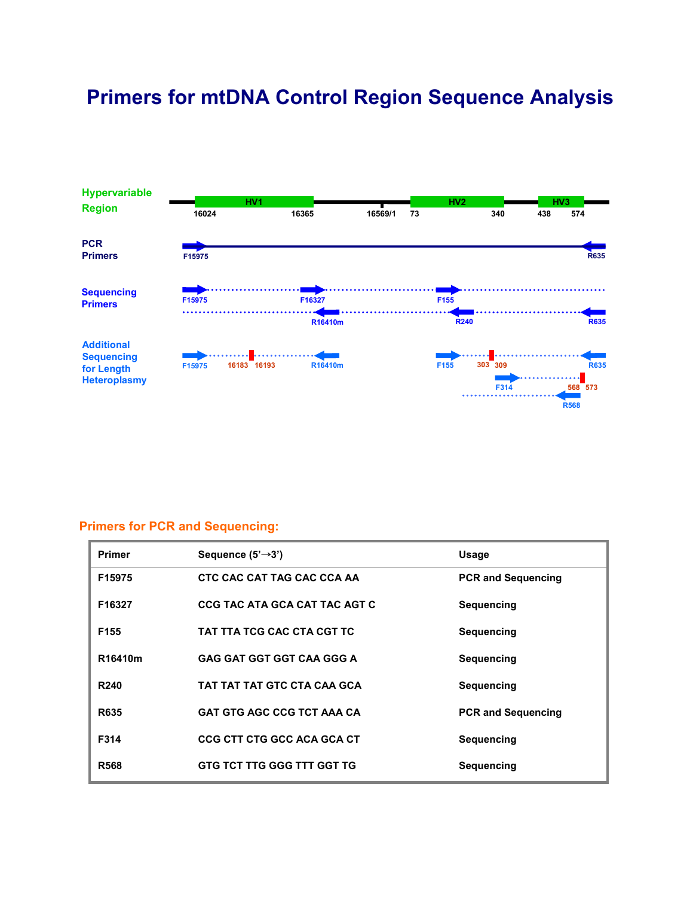# Primers for mtDNA Control Region Sequence Analysis

Hypervariable Region

HV1 16024 16365 16569/1 HV2 73 340 HV3 438 574

PCR Primers

F15975 R635

Sequencing Primers

F15975 F16327 F155

R16410m R240 R635

Additional Sequencing for Length Heteroplasmy

F15975 16183 16193 R16410m F155 303 309 R635

F314 568 573

R568

### Primers for PCR and Sequencing:

| Primer | Sequence (5'→3') | Usage |
|---|---|---|
| F15975 | CTC CAC CAT TAG CAC CCA AA | PCR and Sequencing |
| F16327 | CCG TAC ATA GCA CAT TAC AGT C | Sequencing |
| F155 | TAT TTA TCG CAC CTA CGT TC | Sequencing |
| R16410m | GAG GAT GGT GGT CAA GGG A | Sequencing |
| R240 | TAT TAT TAT GTC CTA CAA GCA | Sequencing |
| R635 | GAT GTG AGC CCG TCT AAA CA | PCR and Sequencing |
| F314 | CCG CTT CTG GCC ACA GCA CT | Sequencing |
| R568 | GTG TCT TTG GGG TTT GGT TG | Sequencing |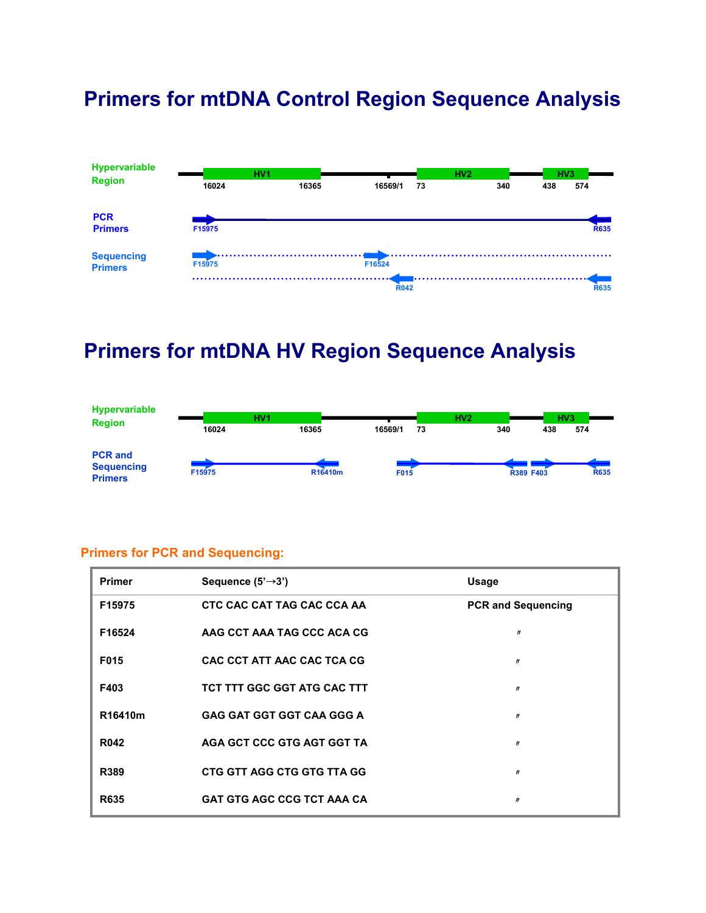# Primers for mtDNA Control Region Sequence Analysis

Hypervariable Region: HV1 (16024–16365), 16569/1, HV2 (73–340), HV3 (438–574)

PCR Primers: F15975, R635

Sequencing Primers: F15975, F16524, R042, R635

# Primers for mtDNA HV Region Sequence Analysis

Hypervariable Region: HV1 (16024–16365), 16569/1, HV2 (73–340), HV3 (438–574)

PCR and Sequencing Primers: F15975, R16410m, F015, R389, F403, R635

### Primers for PCR and Sequencing:

| Primer | Sequence (5'→3') | Usage |
|---|---|---|
| F15975 | CTC CAC CAT TAG CAC CCA AA | PCR and Sequencing |
| F16524 | AAG CCT AAA TAG CCC ACA CG | 〃 |
| F015 | CAC CCT ATT AAC CAC TCA CG | 〃 |
| F403 | TCT TTT GGC GGT ATG CAC TTT | 〃 |
| R16410m | GAG GAT GGT GGT CAA GGG A | 〃 |
| R042 | AGA GCT CCC GTG AGT GGT TA | 〃 |
| R389 | CTG GTT AGG CTG GTG TTA GG | 〃 |
| R635 | GAT GTG AGC CCG TCT AAA CA | 〃 |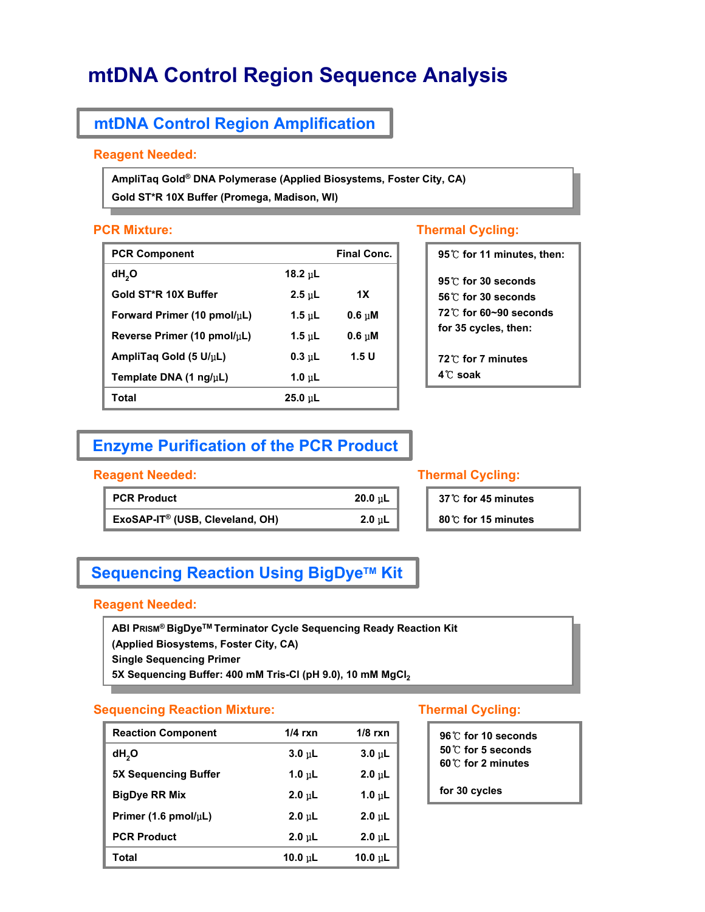# mtDNA Control Region Sequence Analysis

## mtDNA Control Region Amplification

### Reagent Needed:

AmpliTaq Gold® DNA Polymerase (Applied Biosystems, Foster City, CA)
Gold ST*R 10X Buffer (Promega, Madison, WI)

### PCR Mixture:

| PCR Component | | Final Conc. |
|---|---|---|
| $dH_2O$ | 18.2 µL | |
| Gold ST*R 10X Buffer | 2.5 µL | 1X |
| Forward Primer (10 pmol/µL) | 1.5 µL | 0.6 µM |
| Reverse Primer (10 pmol/µL) | 1.5 µL | 0.6 µM |
| AmpliTaq Gold (5 U/µL) | 0.3 µL | 1.5 U |
| Template DNA (1 ng/µL) | 1.0 µL | |
| Total | 25.0 µL | |

### Thermal Cycling:

95℃ for 11 minutes, then:

95℃ for 30 seconds
56℃ for 30 seconds
72℃ for 60~90 seconds
for 35 cycles, then:

72℃ for 7 minutes
4℃ soak

## Enzyme Purification of the PCR Product

### Reagent Needed:

| | |
|---|---|
| PCR Product | 20.0 µL |
| ExoSAP-IT® (USB, Cleveland, OH) | 2.0 µL |

### Thermal Cycling:

37℃ for 45 minutes
80℃ for 15 minutes

## Sequencing Reaction Using BigDye™ Kit

### Reagent Needed:

ABI PRISM® BigDye™ Terminator Cycle Sequencing Ready Reaction Kit
(Applied Biosystems, Foster City, CA)
Single Sequencing Primer
5X Sequencing Buffer: 400 mM Tris-Cl (pH 9.0), 10 mM $MgCl_2$

### Sequencing Reaction Mixture:

| Reaction Component | 1/4 rxn | 1/8 rxn |
|---|---|---|
| $dH_2O$ | 3.0 µL | 3.0 µL |
| 5X Sequencing Buffer | 1.0 µL | 2.0 µL |
| BigDye RR Mix | 2.0 µL | 1.0 µL |
| Primer (1.6 pmol/µL) | 2.0 µL | 2.0 µL |
| PCR Product | 2.0 µL | 2.0 µL |
| Total | 10.0 µL | 10.0 µL |

### Thermal Cycling:

96℃ for 10 seconds
50℃ for 5 seconds
60℃ for 2 minutes

for 30 cycles